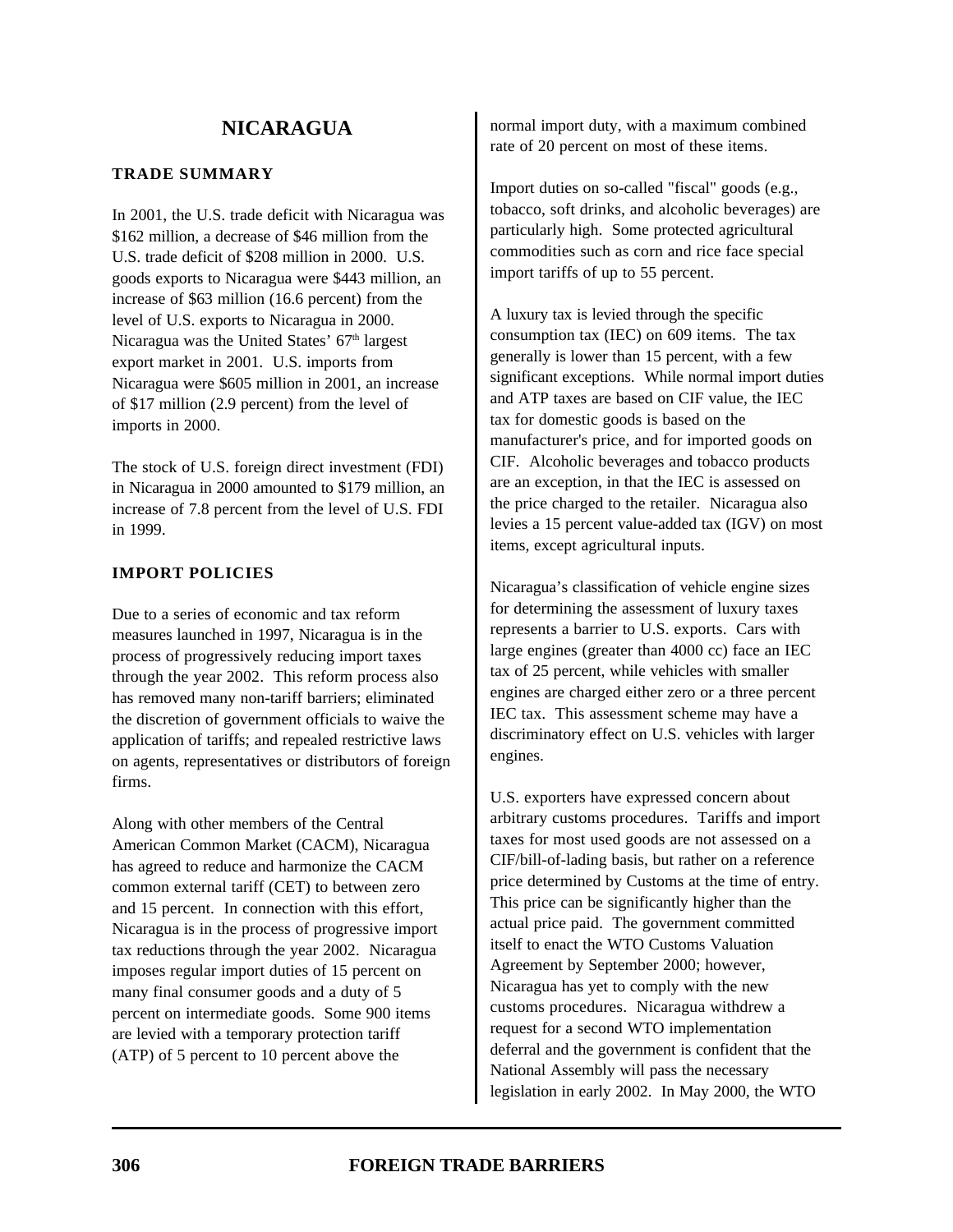# NICARAGUA

## TRADE SUMMARY

In 2001, the U.S. trade deficit with Nicaragua was $162 million, a decrease of $46 million from the U.S. trade deficit of $208 million in 2000. U.S. goods exports to Nicaragua were $443 million, an increase of $63 million (16.6 percent) from the level of U.S. exports to Nicaragua in 2000. Nicaragua was the United States' 67th largest export market in 2001. U.S. imports from Nicaragua were $605 million in 2001, an increase of $17 million (2.9 percent) from the level of imports in 2000.

The stock of U.S. foreign direct investment (FDI) in Nicaragua in 2000 amounted to $179 million, an increase of 7.8 percent from the level of U.S. FDI in 1999.

## IMPORT POLICIES

Due to a series of economic and tax reform measures launched in 1997, Nicaragua is in the process of progressively reducing import taxes through the year 2002. This reform process also has removed many non-tariff barriers; eliminated the discretion of government officials to waive the application of tariffs; and repealed restrictive laws on agents, representatives or distributors of foreign firms.

Along with other members of the Central American Common Market (CACM), Nicaragua has agreed to reduce and harmonize the CACM common external tariff (CET) to between zero and 15 percent. In connection with this effort, Nicaragua is in the process of progressive import tax reductions through the year 2002. Nicaragua imposes regular import duties of 15 percent on many final consumer goods and a duty of 5 percent on intermediate goods. Some 900 items are levied with a temporary protection tariff (ATP) of 5 percent to 10 percent above the normal import duty, with a maximum combined rate of 20 percent on most of these items.

Import duties on so-called "fiscal" goods (e.g., tobacco, soft drinks, and alcoholic beverages) are particularly high. Some protected agricultural commodities such as corn and rice face special import tariffs of up to 55 percent.

A luxury tax is levied through the specific consumption tax (IEC) on 609 items. The tax generally is lower than 15 percent, with a few significant exceptions. While normal import duties and ATP taxes are based on CIF value, the IEC tax for domestic goods is based on the manufacturer's price, and for imported goods on CIF. Alcoholic beverages and tobacco products are an exception, in that the IEC is assessed on the price charged to the retailer. Nicaragua also levies a 15 percent value-added tax (IGV) on most items, except agricultural inputs.

Nicaragua's classification of vehicle engine sizes for determining the assessment of luxury taxes represents a barrier to U.S. exports. Cars with large engines (greater than 4000 cc) face an IEC tax of 25 percent, while vehicles with smaller engines are charged either zero or a three percent IEC tax. This assessment scheme may have a discriminatory effect on U.S. vehicles with larger engines.

U.S. exporters have expressed concern about arbitrary customs procedures. Tariffs and import taxes for most used goods are not assessed on a CIF/bill-of-lading basis, but rather on a reference price determined by Customs at the time of entry. This price can be significantly higher than the actual price paid. The government committed itself to enact the WTO Customs Valuation Agreement by September 2000; however, Nicaragua has yet to comply with the new customs procedures. Nicaragua withdrew a request for a second WTO implementation deferral and the government is confident that the National Assembly will pass the necessary legislation in early 2002. In May 2000, the WTO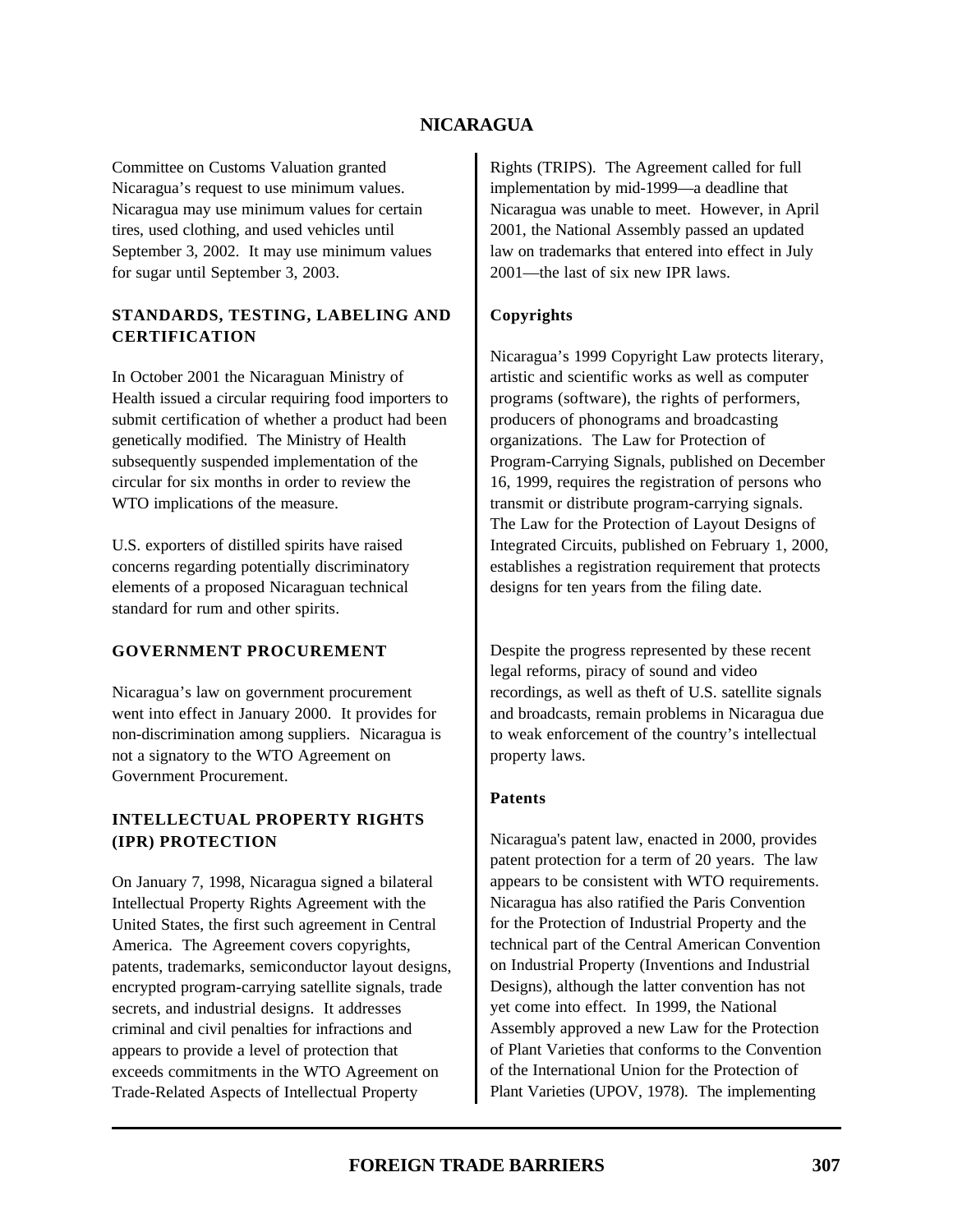Committee on Customs Valuation granted Nicaragua's request to use minimum values. Nicaragua may use minimum values for certain tires, used clothing, and used vehicles until September 3, 2002. It may use minimum values for sugar until September 3, 2003.

## STANDARDS, TESTING, LABELING AND CERTIFICATION

In October 2001 the Nicaraguan Ministry of Health issued a circular requiring food importers to submit certification of whether a product had been genetically modified. The Ministry of Health subsequently suspended implementation of the circular for six months in order to review the WTO implications of the measure.

U.S. exporters of distilled spirits have raised concerns regarding potentially discriminatory elements of a proposed Nicaraguan technical standard for rum and other spirits.

## GOVERNMENT PROCUREMENT

Nicaragua's law on government procurement went into effect in January 2000. It provides for non-discrimination among suppliers. Nicaragua is not a signatory to the WTO Agreement on Government Procurement.

## INTELLECTUAL PROPERTY RIGHTS (IPR) PROTECTION

On January 7, 1998, Nicaragua signed a bilateral Intellectual Property Rights Agreement with the United States, the first such agreement in Central America. The Agreement covers copyrights, patents, trademarks, semiconductor layout designs, encrypted program-carrying satellite signals, trade secrets, and industrial designs. It addresses criminal and civil penalties for infractions and appears to provide a level of protection that exceeds commitments in the WTO Agreement on Trade-Related Aspects of Intellectual Property Rights (TRIPS). The Agreement called for full implementation by mid-1999—a deadline that Nicaragua was unable to meet. However, in April 2001, the National Assembly passed an updated law on trademarks that entered into effect in July 2001—the last of six new IPR laws.

### Copyrights

Nicaragua's 1999 Copyright Law protects literary, artistic and scientific works as well as computer programs (software), the rights of performers, producers of phonograms and broadcasting organizations. The Law for Protection of Program-Carrying Signals, published on December 16, 1999, requires the registration of persons who transmit or distribute program-carrying signals. The Law for the Protection of Layout Designs of Integrated Circuits, published on February 1, 2000, establishes a registration requirement that protects designs for ten years from the filing date.

Despite the progress represented by these recent legal reforms, piracy of sound and video recordings, as well as theft of U.S. satellite signals and broadcasts, remain problems in Nicaragua due to weak enforcement of the country's intellectual property laws.

### Patents

Nicaragua's patent law, enacted in 2000, provides patent protection for a term of 20 years. The law appears to be consistent with WTO requirements. Nicaragua has also ratified the Paris Convention for the Protection of Industrial Property and the technical part of the Central American Convention on Industrial Property (Inventions and Industrial Designs), although the latter convention has not yet come into effect. In 1999, the National Assembly approved a new Law for the Protection of Plant Varieties that conforms to the Convention of the International Union for the Protection of Plant Varieties (UPOV, 1978). The implementing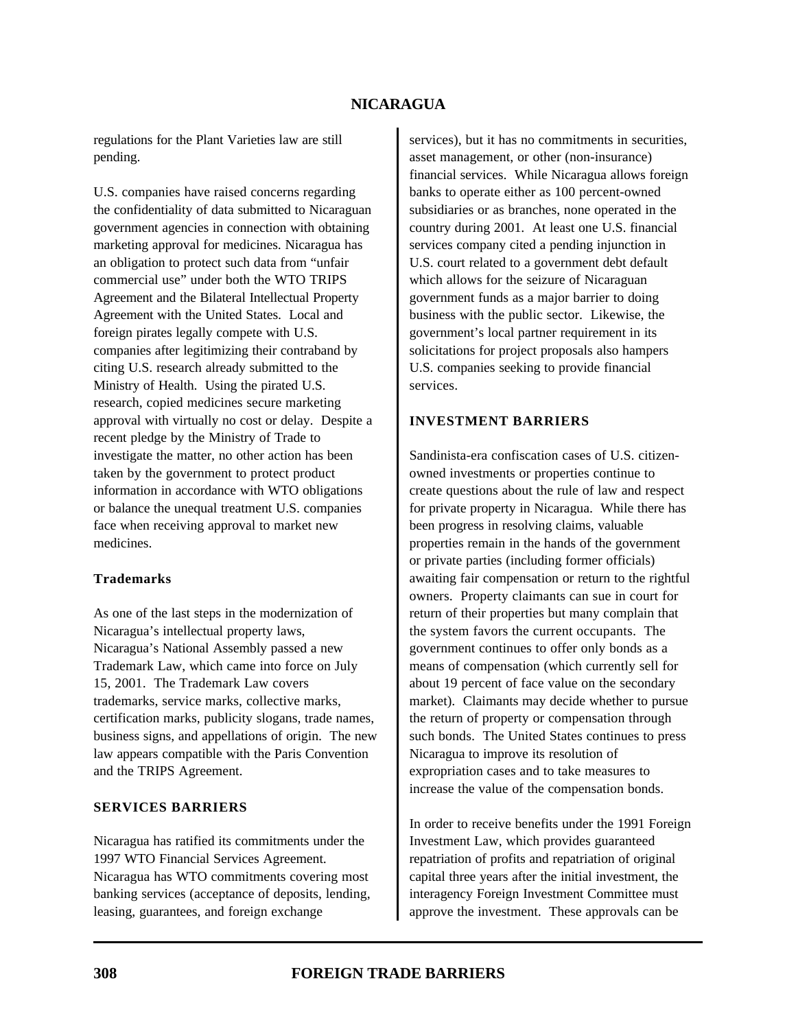regulations for the Plant Varieties law are still pending.

U.S. companies have raised concerns regarding the confidentiality of data submitted to Nicaraguan government agencies in connection with obtaining marketing approval for medicines. Nicaragua has an obligation to protect such data from "unfair commercial use" under both the WTO TRIPS Agreement and the Bilateral Intellectual Property Agreement with the United States. Local and foreign pirates legally compete with U.S. companies after legitimizing their contraband by citing U.S. research already submitted to the Ministry of Health. Using the pirated U.S. research, copied medicines secure marketing approval with virtually no cost or delay. Despite a recent pledge by the Ministry of Trade to investigate the matter, no other action has been taken by the government to protect product information in accordance with WTO obligations or balance the unequal treatment U.S. companies face when receiving approval to market new medicines.

### Trademarks

As one of the last steps in the modernization of Nicaragua's intellectual property laws, Nicaragua's National Assembly passed a new Trademark Law, which came into force on July 15, 2001. The Trademark Law covers trademarks, service marks, collective marks, certification marks, publicity slogans, trade names, business signs, and appellations of origin. The new law appears compatible with the Paris Convention and the TRIPS Agreement.

## SERVICES BARRIERS

Nicaragua has ratified its commitments under the 1997 WTO Financial Services Agreement. Nicaragua has WTO commitments covering most banking services (acceptance of deposits, lending, leasing, guarantees, and foreign exchange services), but it has no commitments in securities, asset management, or other (non-insurance) financial services. While Nicaragua allows foreign banks to operate either as 100 percent-owned subsidiaries or as branches, none operated in the country during 2001. At least one U.S. financial services company cited a pending injunction in U.S. court related to a government debt default which allows for the seizure of Nicaraguan government funds as a major barrier to doing business with the public sector. Likewise, the government's local partner requirement in its solicitations for project proposals also hampers U.S. companies seeking to provide financial services.

## INVESTMENT BARRIERS

Sandinista-era confiscation cases of U.S. citizen-owned investments or properties continue to create questions about the rule of law and respect for private property in Nicaragua. While there has been progress in resolving claims, valuable properties remain in the hands of the government or private parties (including former officials) awaiting fair compensation or return to the rightful owners. Property claimants can sue in court for return of their properties but many complain that the system favors the current occupants. The government continues to offer only bonds as a means of compensation (which currently sell for about 19 percent of face value on the secondary market). Claimants may decide whether to pursue the return of property or compensation through such bonds. The United States continues to press Nicaragua to improve its resolution of expropriation cases and to take measures to increase the value of the compensation bonds.

In order to receive benefits under the 1991 Foreign Investment Law, which provides guaranteed repatriation of profits and repatriation of original capital three years after the initial investment, the interagency Foreign Investment Committee must approve the investment. These approvals can be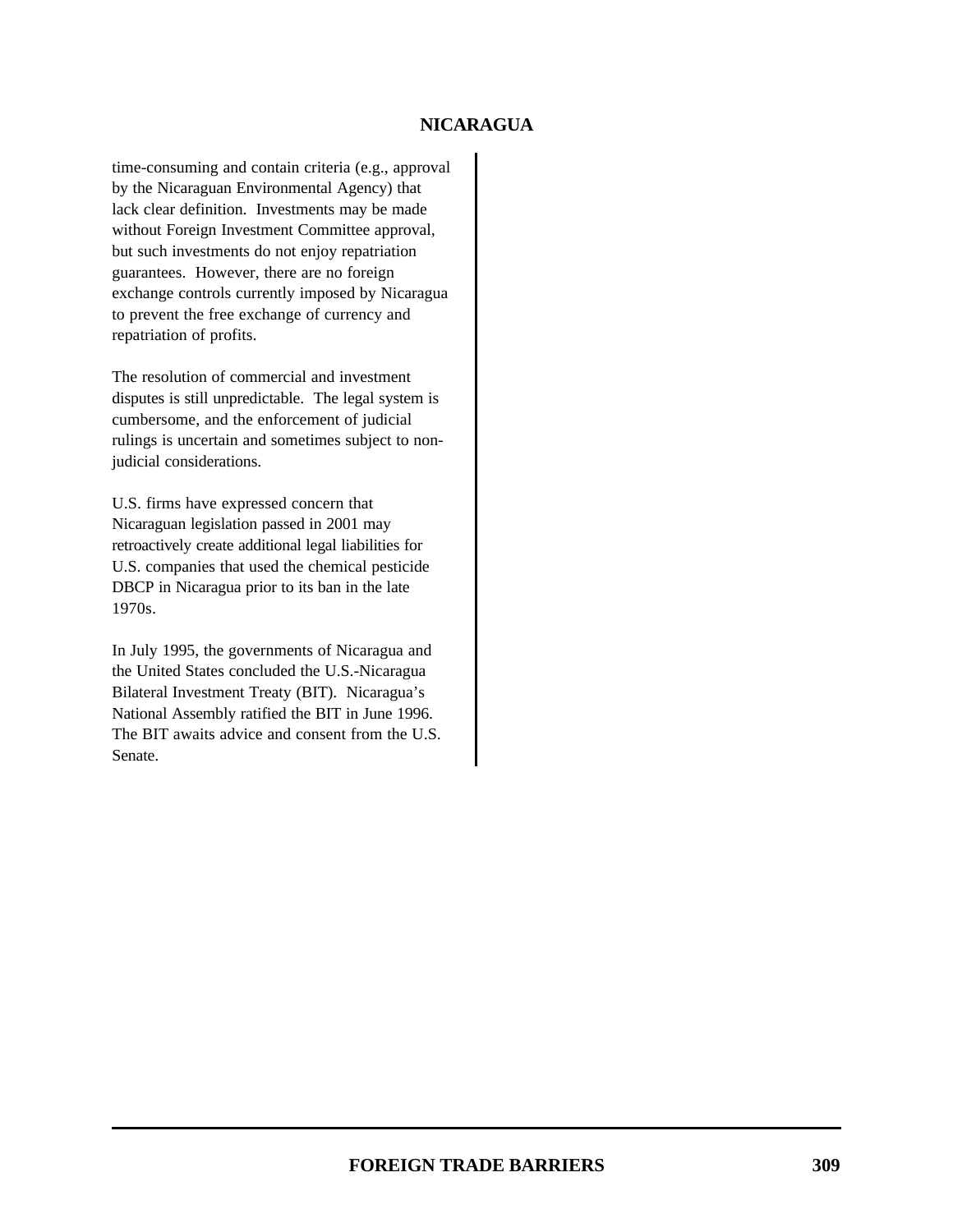time-consuming and contain criteria (e.g., approval by the Nicaraguan Environmental Agency) that lack clear definition. Investments may be made without Foreign Investment Committee approval, but such investments do not enjoy repatriation guarantees. However, there are no foreign exchange controls currently imposed by Nicaragua to prevent the free exchange of currency and repatriation of profits.

The resolution of commercial and investment disputes is still unpredictable. The legal system is cumbersome, and the enforcement of judicial rulings is uncertain and sometimes subject to non-judicial considerations.

U.S. firms have expressed concern that Nicaraguan legislation passed in 2001 may retroactively create additional legal liabilities for U.S. companies that used the chemical pesticide DBCP in Nicaragua prior to its ban in the late 1970s.

In July 1995, the governments of Nicaragua and the United States concluded the U.S.-Nicaragua Bilateral Investment Treaty (BIT). Nicaragua's National Assembly ratified the BIT in June 1996. The BIT awaits advice and consent from the U.S. Senate.